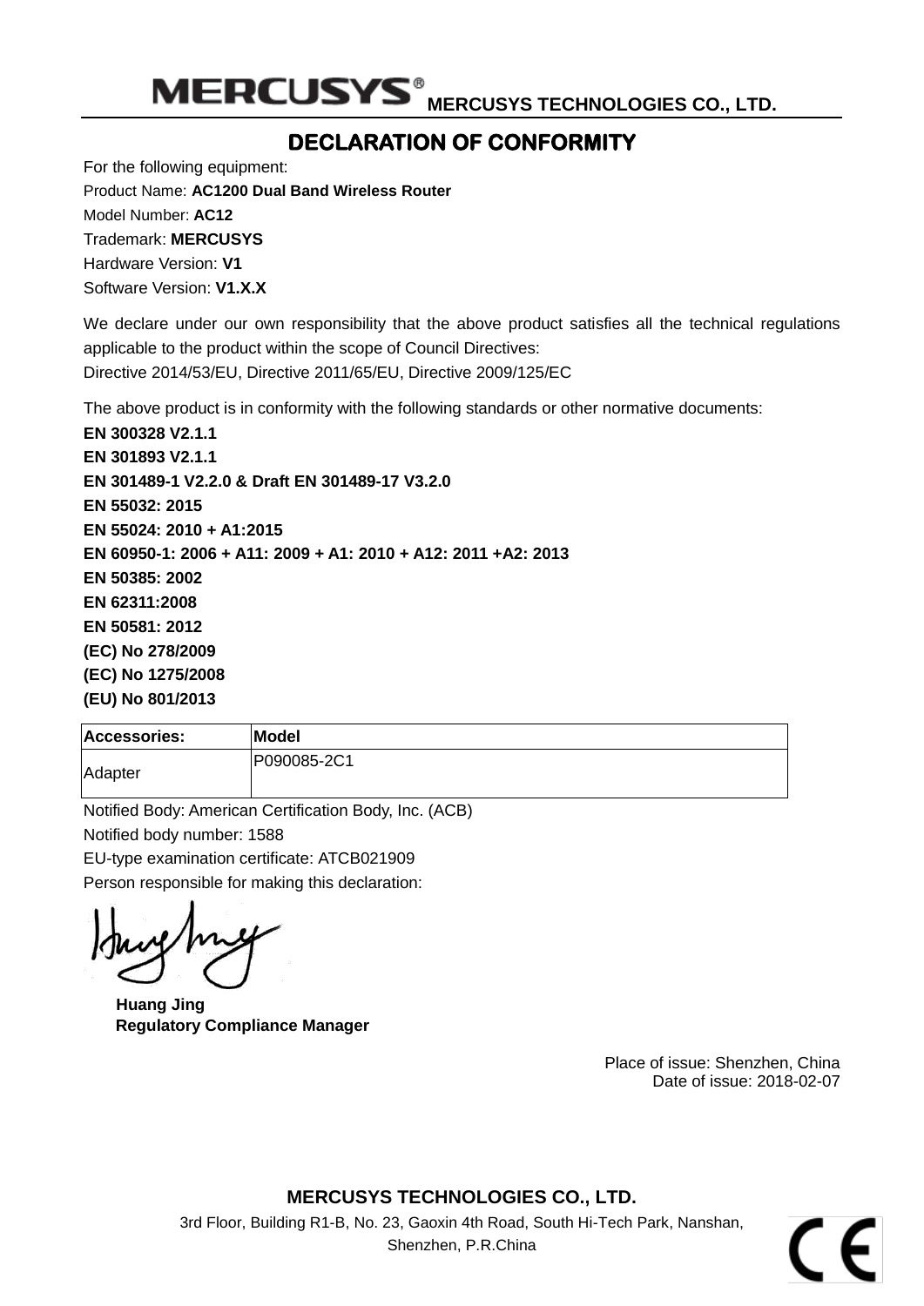**MERCUSYS**® **MERCUSYS TECHNOLOGIES CO., LTD.**

# DECLARATION OF CONFORMITY

For the following equipment:

Product Name: **AC1200 Dual Band Wireless Router**

Model Number: **AC12**

Trademark: **MERCUSYS**

Hardware Version: **V1**

Software Version: **V1.X.X**

We declare under our own responsibility that the above product satisfies all the technical regulations applicable to the product within the scope of Council Directives:

Directive 2014/53/EU, Directive 2011/65/EU, Directive 2009/125/EC

The above product is in conformity with the following standards or other normative documents:

**EN 300328 V2.1.1**
**EN 301893 V2.1.1**
**EN 301489-1 V2.2.0 & Draft EN 301489-17 V3.2.0**
**EN 55032: 2015**
**EN 55024: 2010 + A1:2015**
**EN 60950-1: 2006 + A11: 2009 + A1: 2010 + A12: 2011 +A2: 2013**
**EN 50385: 2002**
**EN 62311:2008**
**EN 50581: 2012**
**(EC) No 278/2009**
**(EC) No 1275/2008**
**(EU) No 801/2013**

| Accessories: | Model |
|---|---|
| Adapter | P090085-2C1 |

Notified Body: American Certification Body, Inc. (ACB)

Notified body number: 1588

EU-type examination certificate: ATCB021909

Person responsible for making this declaration:

**Huang Jing**
**Regulatory Compliance Manager**

Place of issue: Shenzhen, China
Date of issue: 2018-02-07

**MERCUSYS TECHNOLOGIES CO., LTD.**

3rd Floor, Building R1-B, No. 23, Gaoxin 4th Road, South Hi-Tech Park, Nanshan, Shenzhen, P.R.China

CE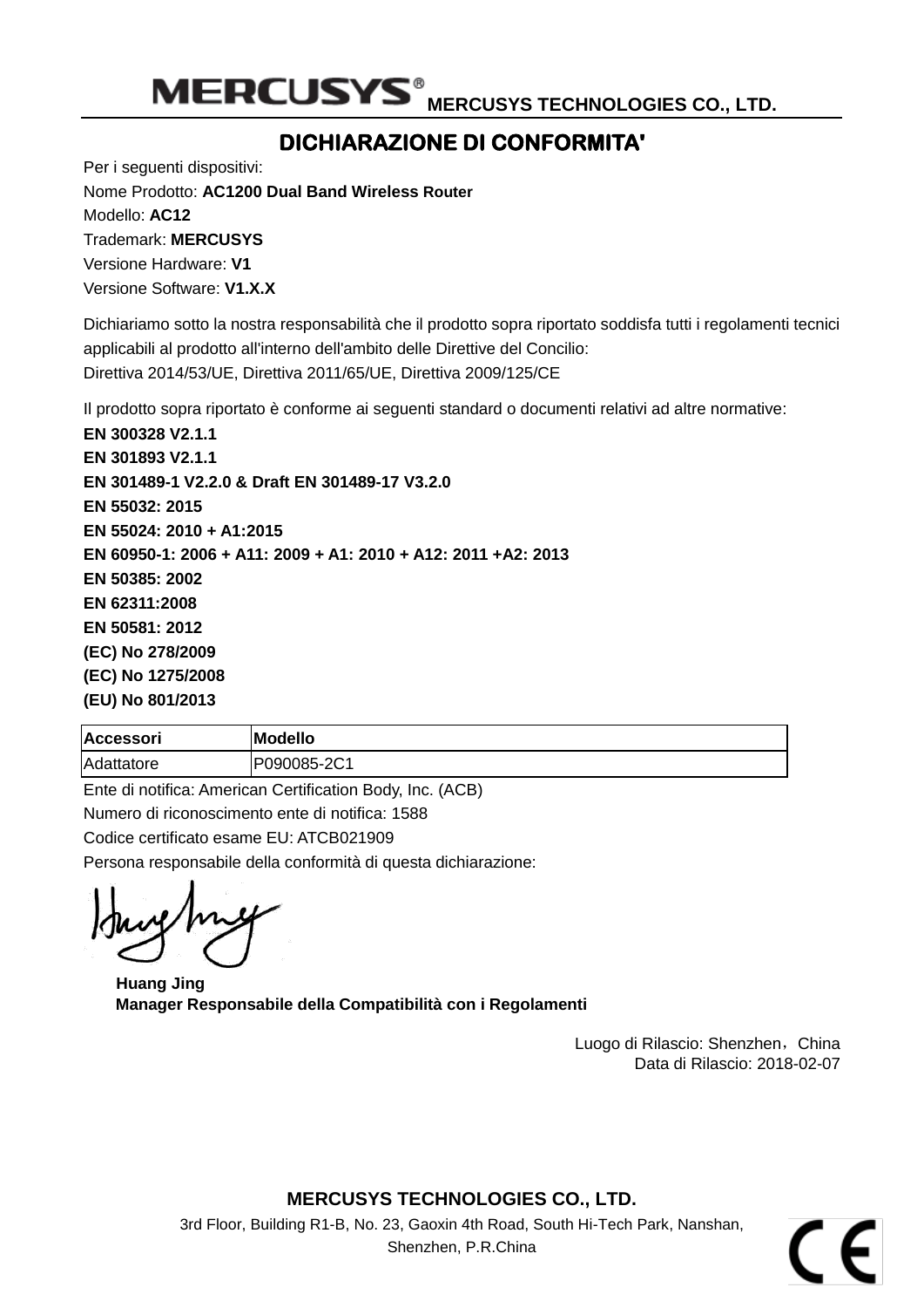**MERCUSYS TECHNOLOGIES CO., LTD.**

# DICHIARAZIONE DI CONFORMITA'

Per i seguenti dispositivi:

Nome Prodotto: **AC1200 Dual Band Wireless Router**

Modello: **AC12**

Trademark: **MERCUSYS**

Versione Hardware: **V1**

Versione Software: **V1.X.X**

Dichiariamo sotto la nostra responsabilità che il prodotto sopra riportato soddisfa tutti i regolamenti tecnici applicabili al prodotto all'interno dell'ambito delle Direttive del Concilio:

Direttiva 2014/53/UE, Direttiva 2011/65/UE, Direttiva 2009/125/CE

Il prodotto sopra riportato è conforme ai seguenti standard o documenti relativi ad altre normative:

**EN 300328 V2.1.1**

**EN 301893 V2.1.1**

**EN 301489-1 V2.2.0 & Draft EN 301489-17 V3.2.0**

**EN 55032: 2015**

**EN 55024: 2010 + A1:2015**

**EN 60950-1: 2006 + A11: 2009 + A1: 2010 + A12: 2011 +A2: 2013**

**EN 50385: 2002**

**EN 62311:2008**

**EN 50581: 2012**

**(EC) No 278/2009**

**(EC) No 1275/2008**

**(EU) No 801/2013**

| Accessori | Modello |
|---|---|
| Adattatore | P090085-2C1 |

Ente di notifica: American Certification Body, Inc. (ACB)

Numero di riconoscimento ente di notifica: 1588

Codice certificato esame EU: ATCB021909

Persona responsabile della conformità di questa dichiarazione:

**Huang Jing**
**Manager Responsabile della Compatibilità con i Regolamenti**

Luogo di Rilascio: Shenzhen，China

Data di Rilascio: 2018-02-07

**MERCUSYS TECHNOLOGIES CO., LTD.**

3rd Floor, Building R1-B, No. 23, Gaoxin 4th Road, South Hi-Tech Park, Nanshan, Shenzhen, P.R.China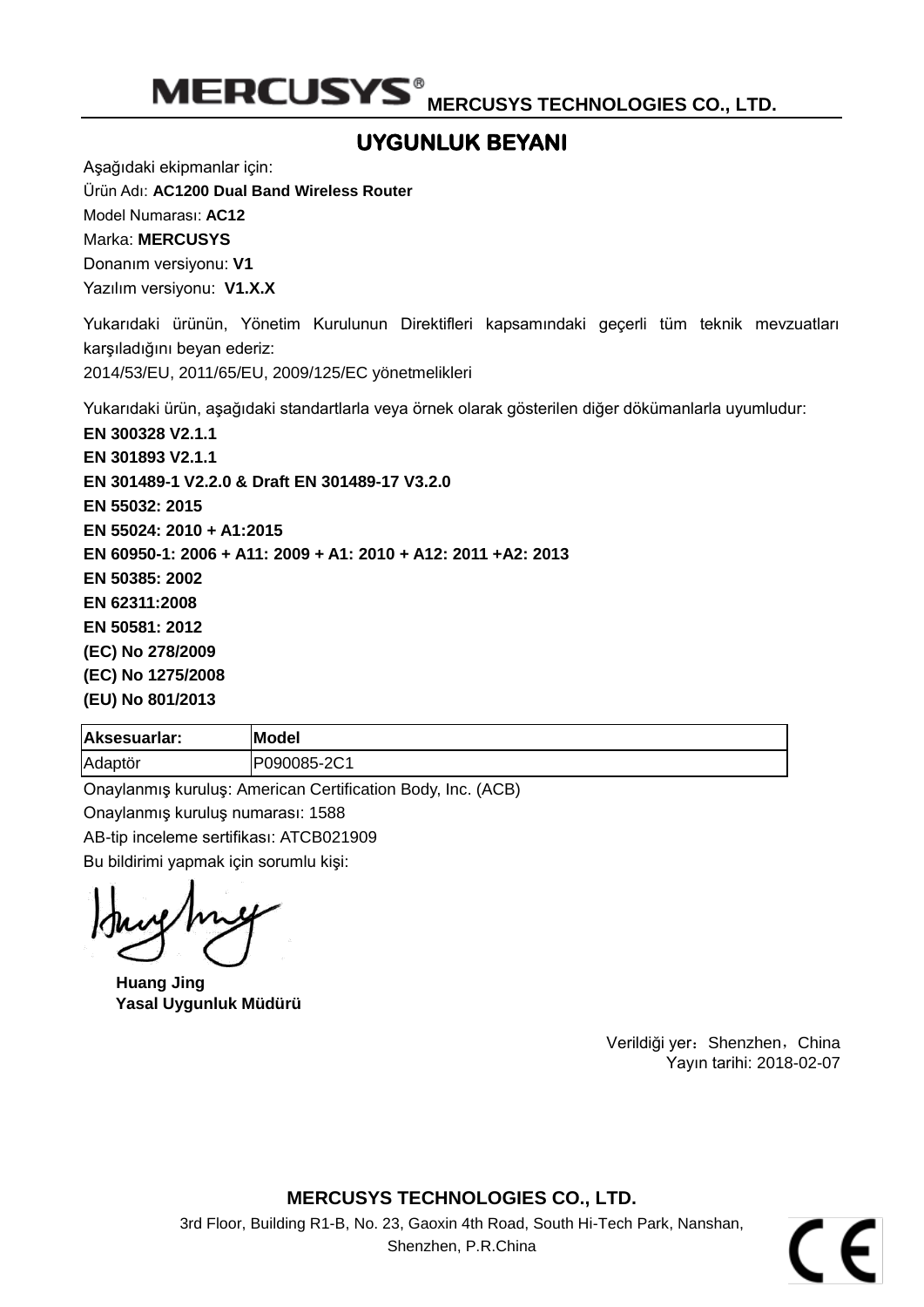**MERCUSYS TECHNOLOGIES CO., LTD.**

# UYGUNLUK BEYANI

Aşağıdaki ekipmanlar için:

Ürün Adı: **AC1200 Dual Band Wireless Router**

Model Numarası: **AC12**

Marka: **MERCUSYS**

Donanım versiyonu: **V1**

Yazılım versiyonu: **V1.X.X**

Yukarıdaki ürünün, Yönetim Kurulunun Direktifleri kapsamındaki geçerli tüm teknik mevzuatları karşıladığını beyan ederiz:

2014/53/EU, 2011/65/EU, 2009/125/EC yönetmelikleri

Yukarıdaki ürün, aşağıdaki standartlarla veya örnek olarak gösterilen diğer dökümanlarla uyumludur:

**EN 300328 V2.1.1**

**EN 301893 V2.1.1**

**EN 301489-1 V2.2.0 & Draft EN 301489-17 V3.2.0**

**EN 55032: 2015**

**EN 55024: 2010 + A1:2015**

**EN 60950-1: 2006 + A11: 2009 + A1: 2010 + A12: 2011 +A2: 2013**

**EN 50385: 2002**

**EN 62311:2008**

**EN 50581: 2012**

**(EC) No 278/2009**

**(EC) No 1275/2008**

**(EU) No 801/2013**

| **Aksesuarlar:** | **Model** |
|---|---|
| Adaptör | P090085-2C1 |

Onaylanmış kuruluş: American Certification Body, Inc. (ACB)

Onaylanmış kuruluş numarası: 1588

AB-tip inceleme sertifikası: ATCB021909

Bu bildirimi yapmak için sorumlu kişi:

**Huang Jing**
**Yasal Uygunluk Müdürü**

Verildiği yer：Shenzhen，China
Yayın tarihi: 2018-02-07

**MERCUSYS TECHNOLOGIES CO., LTD.**

3rd Floor, Building R1-B, No. 23, Gaoxin 4th Road, South Hi-Tech Park, Nanshan, Shenzhen, P.R.China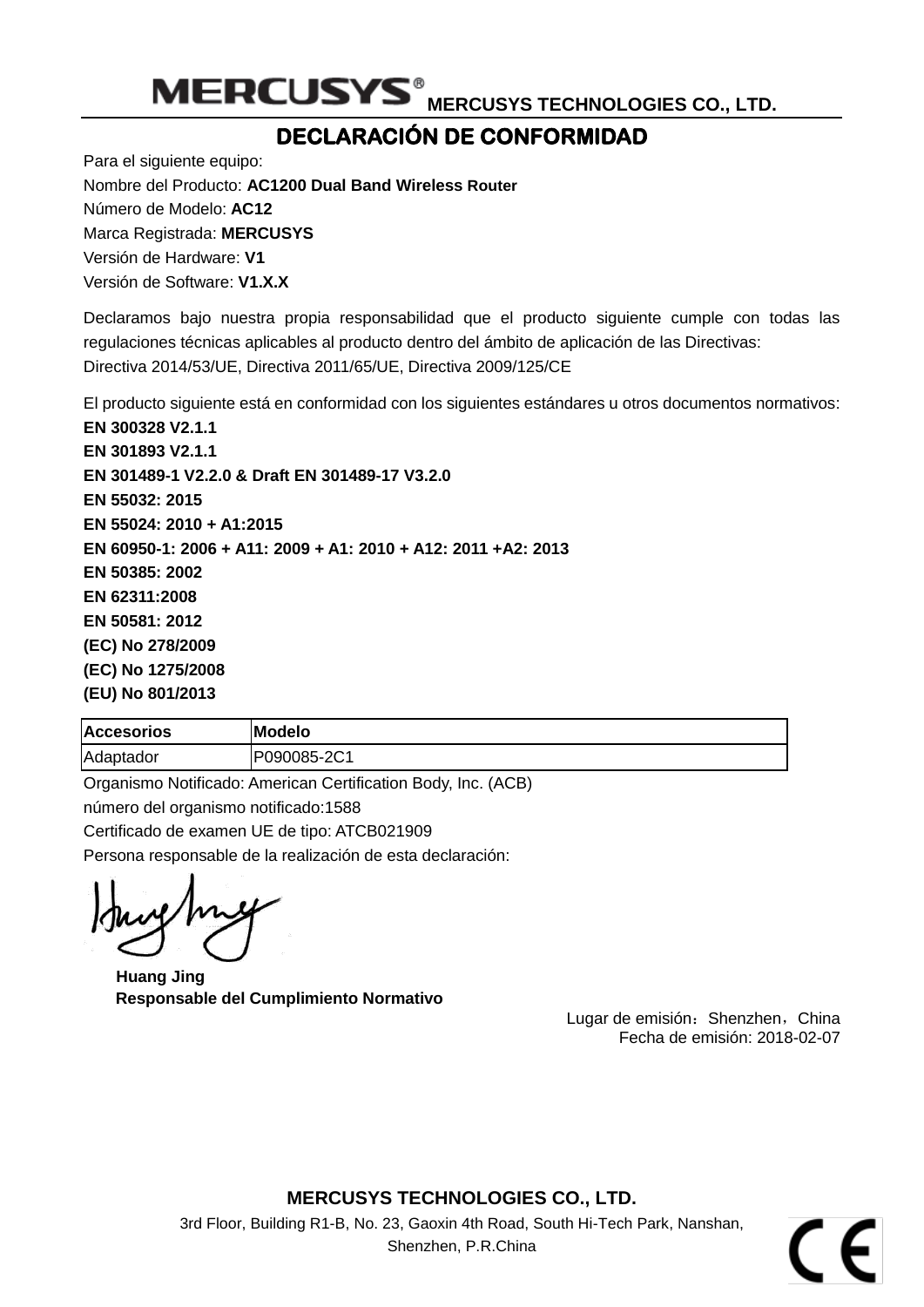**MERCUSYS** MERCUSYS TECHNOLOGIES CO., LTD.

# DECLARACIÓN DE CONFORMIDAD

Para el siguiente equipo:

Nombre del Producto: **AC1200 Dual Band Wireless Router**

Número de Modelo: **AC12**

Marca Registrada: **MERCUSYS**

Versión de Hardware: **V1**

Versión de Software: **V1.X.X**

Declaramos bajo nuestra propia responsabilidad que el producto siguiente cumple con todas las regulaciones técnicas aplicables al producto dentro del ámbito de aplicación de las Directivas:
Directiva 2014/53/UE, Directiva 2011/65/UE, Directiva 2009/125/CE

El producto siguiente está en conformidad con los siguientes estándares u otros documentos normativos:

**EN 300328 V2.1.1**
**EN 301893 V2.1.1**
**EN 301489-1 V2.2.0 & Draft EN 301489-17 V3.2.0**
**EN 55032: 2015**
**EN 55024: 2010 + A1:2015**
**EN 60950-1: 2006 + A11: 2009 + A1: 2010 + A12: 2011 +A2: 2013**
**EN 50385: 2002**
**EN 62311:2008**
**EN 50581: 2012**
**(EC) No 278/2009**
**(EC) No 1275/2008**
**(EU) No 801/2013**

| Accesorios | Modelo |
|---|---|
| Adaptador | P090085-2C1 |

Organismo Notificado: American Certification Body, Inc. (ACB)

número del organismo notificado:1588

Certificado de examen UE de tipo: ATCB021909

Persona responsable de la realización de esta declaración:

**Huang Jing**
**Responsable del Cumplimiento Normativo**

Lugar de emisión：Shenzhen，China
Fecha de emisión: 2018-02-07

**MERCUSYS TECHNOLOGIES CO., LTD.**
3rd Floor, Building R1-B, No. 23, Gaoxin 4th Road, South Hi-Tech Park, Nanshan, Shenzhen, P.R.China

CE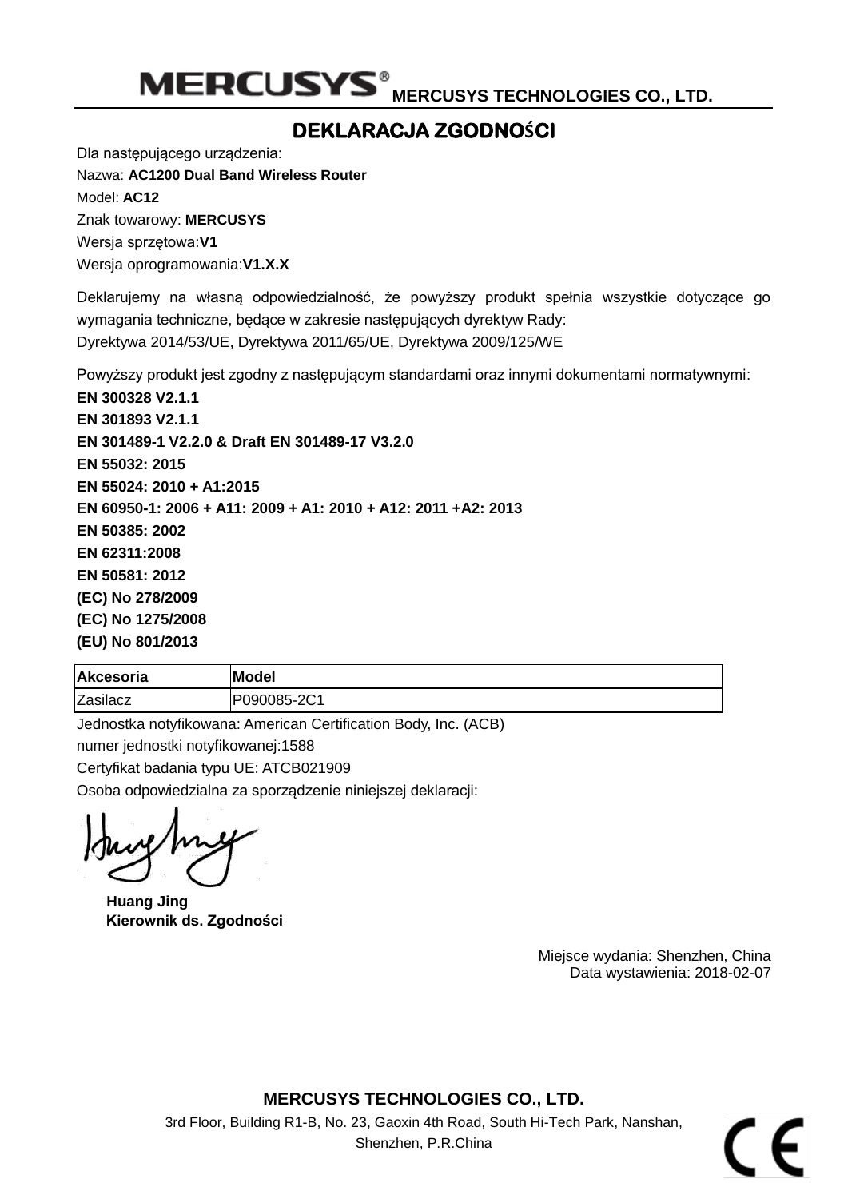**MERCUSYS® MERCUSYS TECHNOLOGIES CO., LTD.**

# DEKLARACJA ZGODNOŚCI

Dla następującego urządzenia:

Nazwa: **AC1200 Dual Band Wireless Router**

Model: **AC12**

Znak towarowy: **MERCUSYS**

Wersja sprzętowa:**V1**

Wersja oprogramowania:**V1.X.X**

Deklarujemy na własną odpowiedzialność, że powyższy produkt spełnia wszystkie dotyczące go wymagania techniczne, będące w zakresie następujących dyrektyw Rady:

Dyrektywa 2014/53/UE, Dyrektywa 2011/65/UE, Dyrektywa 2009/125/WE

Powyższy produkt jest zgodny z następującym standardami oraz innymi dokumentami normatywnymi:

**EN 300328 V2.1.1**

**EN 301893 V2.1.1**

**EN 301489-1 V2.2.0 & Draft EN 301489-17 V3.2.0**

**EN 55032: 2015**

**EN 55024: 2010 + A1:2015**

**EN 60950-1: 2006 + A11: 2009 + A1: 2010 + A12: 2011 +A2: 2013**

**EN 50385: 2002**

**EN 62311:2008**

**EN 50581: 2012**

**(EC) No 278/2009**

**(EC) No 1275/2008**

**(EU) No 801/2013**

| Akcesoria | Model |
|---|---|
| Zasilacz | P090085-2C1 |

Jednostka notyfikowana: American Certification Body, Inc. (ACB)

numer jednostki notyfikowanej:1588

Certyfikat badania typu UE: ATCB021909

Osoba odpowiedzialna za sporządzenie niniejszej deklaracji:

**Huang Jing**
**Kierownik ds. Zgodności**

Miejsce wydania: Shenzhen, China
Data wystawienia: 2018-02-07

**MERCUSYS TECHNOLOGIES CO., LTD.**

3rd Floor, Building R1-B, No. 23, Gaoxin 4th Road, South Hi-Tech Park, Nanshan, Shenzhen, P.R.China

CE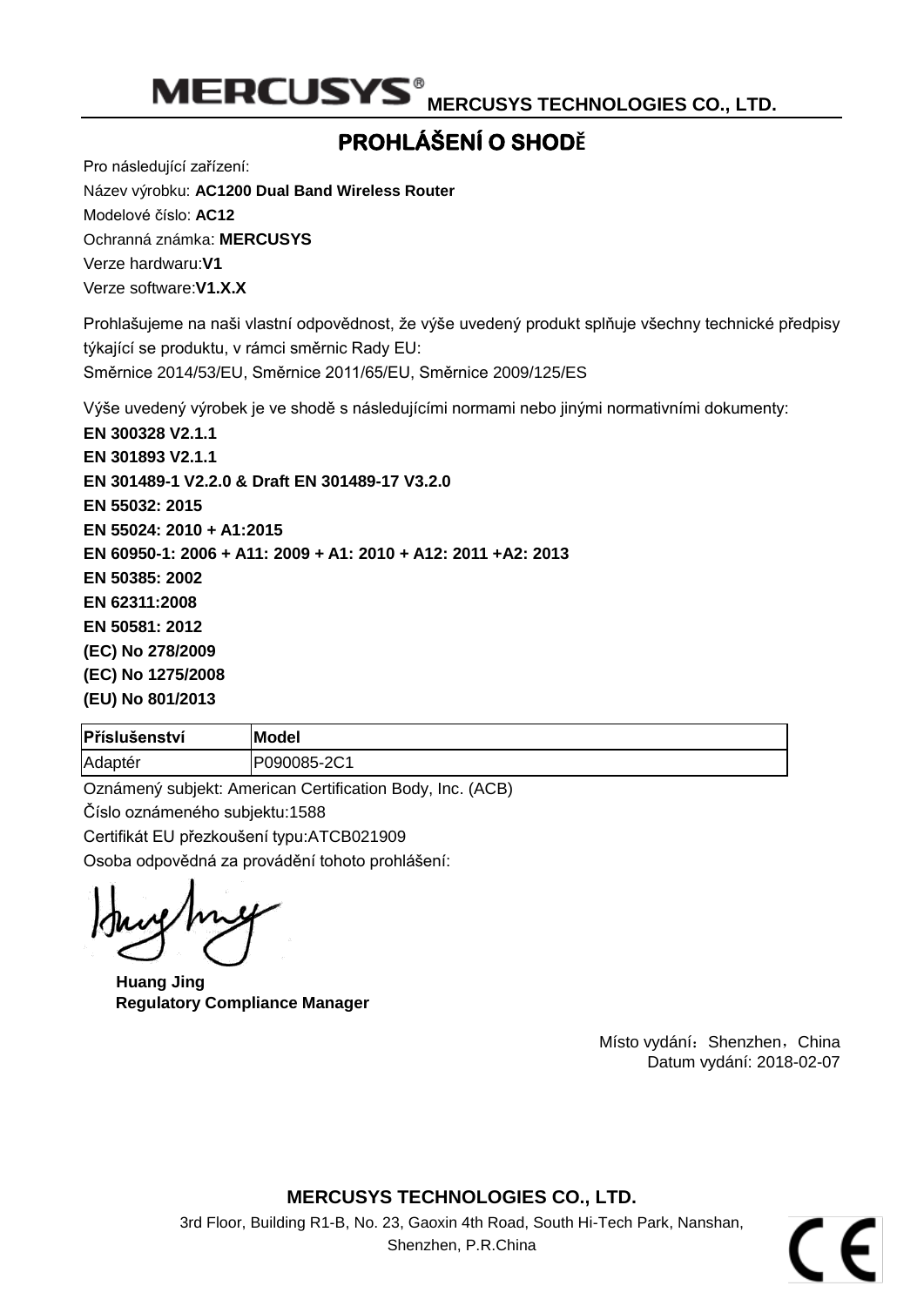**MERCUSYS TECHNOLOGIES CO., LTD.**

# PROHLÁŠENÍ O SHODĚ

Pro následující zařízení:

Název výrobku: **AC1200 Dual Band Wireless Router**

Modelové číslo: **AC12**

Ochranná známka: **MERCUSYS**

Verze hardwaru:**V1**

Verze software:**V1.X.X**

Prohlašujeme na naši vlastní odpovědnost, že výše uvedený produkt splňuje všechny technické předpisy týkající se produktu, v rámci směrnic Rady EU:

Směrnice 2014/53/EU, Směrnice 2011/65/EU, Směrnice 2009/125/ES

Výše uvedený výrobek je ve shodě s následujícími normami nebo jinými normativními dokumenty:

**EN 300328 V2.1.1**
**EN 301893 V2.1.1**
**EN 301489-1 V2.2.0 & Draft EN 301489-17 V3.2.0**
**EN 55032: 2015**
**EN 55024: 2010 + A1:2015**
**EN 60950-1: 2006 + A11: 2009 + A1: 2010 + A12: 2011 +A2: 2013**
**EN 50385: 2002**
**EN 62311:2008**
**EN 50581: 2012**
**(EC) No 278/2009**
**(EC) No 1275/2008**
**(EU) No 801/2013**

| Příslušenství | Model |
| --- | --- |
| Adaptér | P090085-2C1 |

Oznámený subjekt: American Certification Body, Inc. (ACB)

Číslo oznámeného subjektu:1588

Certifikát EU přezkoušení typu:ATCB021909

Osoba odpovědná za provádění tohoto prohlášení:

**Huang Jing**
**Regulatory Compliance Manager**

Místo vydání：Shenzhen，China
Datum vydání: 2018-02-07

**MERCUSYS TECHNOLOGIES CO., LTD.**
3rd Floor, Building R1-B, No. 23, Gaoxin 4th Road, South Hi-Tech Park, Nanshan, Shenzhen, P.R.China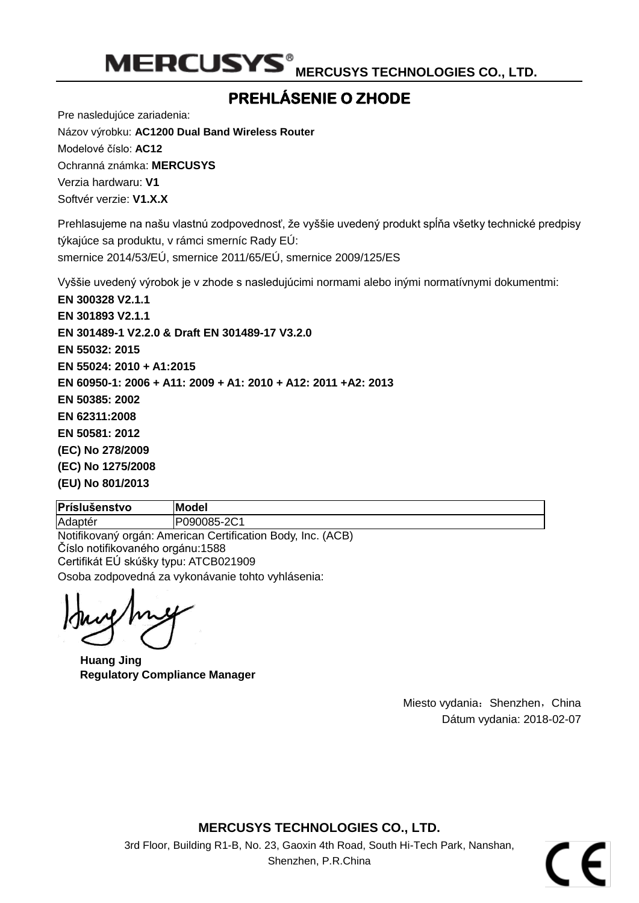**MERCUSYS TECHNOLOGIES CO., LTD.**

# PREHLÁSENIE O ZHODE

Pre nasledujúce zariadenia:

Názov výrobku: **AC1200 Dual Band Wireless Router**

Modelové číslo: **AC12**

Ochranná známka: **MERCUSYS**

Verzia hardwaru: **V1**

Softvér verzie: **V1.X.X**

Prehlasujeme na našu vlastnú zodpovednosť, že vyššie uvedený produkt spĺňa všetky technické predpisy týkajúce sa produktu, v rámci smerníc Rady EÚ:
smernice 2014/53/EÚ, smernice 2011/65/EÚ, smernice 2009/125/ES

Vyššie uvedený výrobok je v zhode s nasledujúcimi normami alebo inými normatívnymi dokumentmi:

**EN 300328 V2.1.1**
**EN 301893 V2.1.1**
**EN 301489-1 V2.2.0 & Draft EN 301489-17 V3.2.0**
**EN 55032: 2015**
**EN 55024: 2010 + A1:2015**
**EN 60950-1: 2006 + A11: 2009 + A1: 2010 + A12: 2011 +A2: 2013**
**EN 50385: 2002**
**EN 62311:2008**
**EN 50581: 2012**
**(EC) No 278/2009**
**(EC) No 1275/2008**
**(EU) No 801/2013**

| Príslušenstvo | Model |
|---|---|
| Adaptér | P090085-2C1 |

Notifikovaný orgán: American Certification Body, Inc. (ACB)
Číslo notifikovaného orgánu:1588
Certifikát EÚ skúšky typu: ATCB021909
Osoba zodpovedná za vykonávanie tohto vyhlásenia:

**Huang Jing**
**Regulatory Compliance Manager**

Miesto vydania：Shenzhen，China
Dátum vydania: 2018-02-07

**MERCUSYS TECHNOLOGIES CO., LTD.**
3rd Floor, Building R1-B, No. 23, Gaoxin 4th Road, South Hi-Tech Park, Nanshan, Shenzhen, P.R.China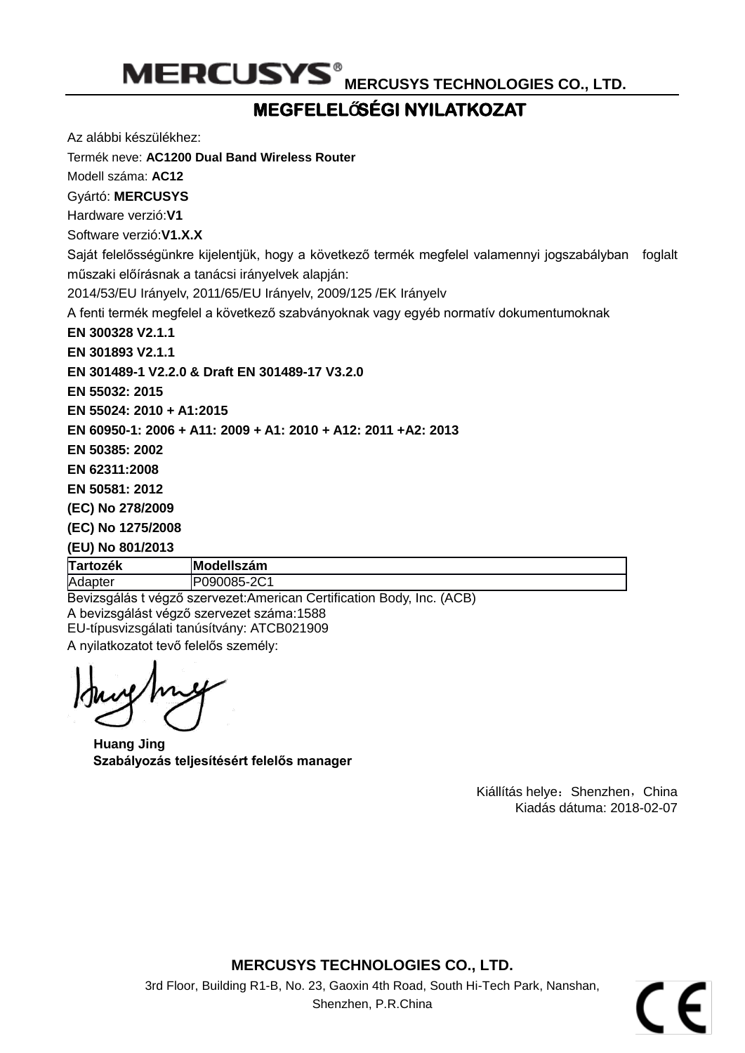MERCUSYS® **MERCUSYS TECHNOLOGIES CO., LTD.**

# MEGFELELŐSÉGI NYILATKOZAT

Az alábbi készülékhez:

Termék neve: **AC1200 Dual Band Wireless Router**

Modell száma: **AC12**

Gyártó: **MERCUSYS**

Hardware verzió:**V1**

Software verzió:**V1.X.X**

Saját felelősségünkre kijelentjük, hogy a következő termék megfelel valamennyi jogszabályban foglalt műszaki előírásnak a tanácsi irányelvek alapján:

2014/53/EU Irányelv, 2011/65/EU Irányelv, 2009/125 /EK Irányelv

A fenti termék megfelel a következő szabványoknak vagy egyéb normatív dokumentumoknak

**EN 300328 V2.1.1**

**EN 301893 V2.1.1**

**EN 301489-1 V2.2.0 & Draft EN 301489-17 V3.2.0**

**EN 55032: 2015**

**EN 55024: 2010 + A1:2015**

**EN 60950-1: 2006 + A11: 2009 + A1: 2010 + A12: 2011 +A2: 2013**

**EN 50385: 2002**

**EN 62311:2008**

**EN 50581: 2012**

**(EC) No 278/2009**

**(EC) No 1275/2008**

**(EU) No 801/2013**

| Tartozék | Modellszám |
|---|---|
| Adapter | P090085-2C1 |

Bevizsgálás t végző szervezet:American Certification Body, Inc. (ACB)

A bevizsgálást végző szervezet száma:1588

EU-típusvizsgálati tanúsítvány: ATCB021909

A nyilatkozatot tevő felelős személy:

**Huang Jing**
**Szabályozás teljesítésért felelős manager**

Kiállítás helye：Shenzhen，China
Kiadás dátuma: 2018-02-07

**MERCUSYS TECHNOLOGIES CO., LTD.**

3rd Floor, Building R1-B, No. 23, Gaoxin 4th Road, South Hi-Tech Park, Nanshan, Shenzhen, P.R.China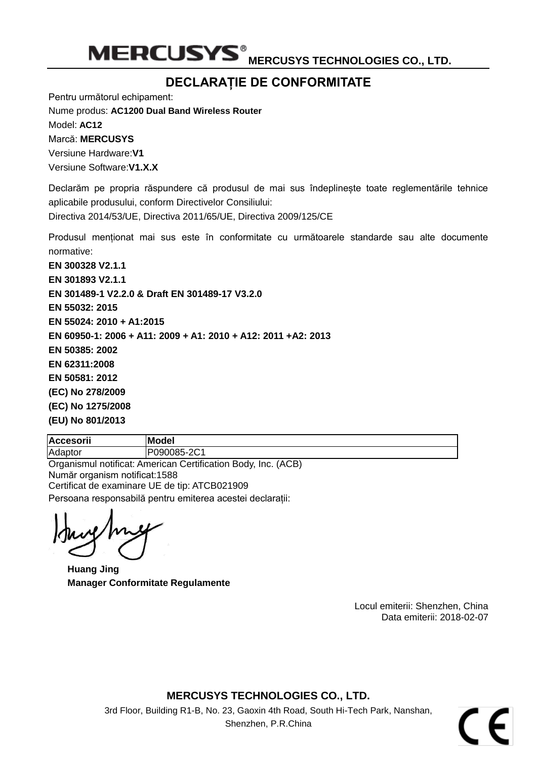**MERCUSYS TECHNOLOGIES CO., LTD.**

# DECLARAȚIE DE CONFORMITATE

Pentru următorul echipament:

Nume produs: **AC1200 Dual Band Wireless Router**

Model: **AC12**

Marcă: **MERCUSYS**

Versiune Hardware:**V1**

Versiune Software:**V1.X.X**

Declarăm pe propria răspundere că produsul de mai sus îndeplinește toate reglementările tehnice aplicabile produsului, conform Directivelor Consiliului:

Directiva 2014/53/UE, Directiva 2011/65/UE, Directiva 2009/125/CE

Produsul menționat mai sus este în conformitate cu următoarele standarde sau alte documente normative:

**EN 300328 V2.1.1**

**EN 301893 V2.1.1**

**EN 301489-1 V2.2.0 & Draft EN 301489-17 V3.2.0**

**EN 55032: 2015**

**EN 55024: 2010 + A1:2015**

**EN 60950-1: 2006 + A11: 2009 + A1: 2010 + A12: 2011 +A2: 2013**

**EN 50385: 2002**

**EN 62311:2008**

**EN 50581: 2012**

**(EC) No 278/2009**

**(EC) No 1275/2008**

**(EU) No 801/2013**

| Accesorii | Model |
|---|---|
| Adaptor | P090085-2C1 |

Organismul notificat: American Certification Body, Inc. (ACB)

Număr organism notificat:1588

Certificat de examinare UE de tip: ATCB021909

Persoana responsabilă pentru emiterea acestei declarații:

**Huang Jing**

**Manager Conformitate Regulamente**

Locul emiterii: Shenzhen, China

Data emiterii: 2018-02-07

**MERCUSYS TECHNOLOGIES CO., LTD.**

3rd Floor, Building R1-B, No. 23, Gaoxin 4th Road, South Hi-Tech Park, Nanshan, Shenzhen, P.R.China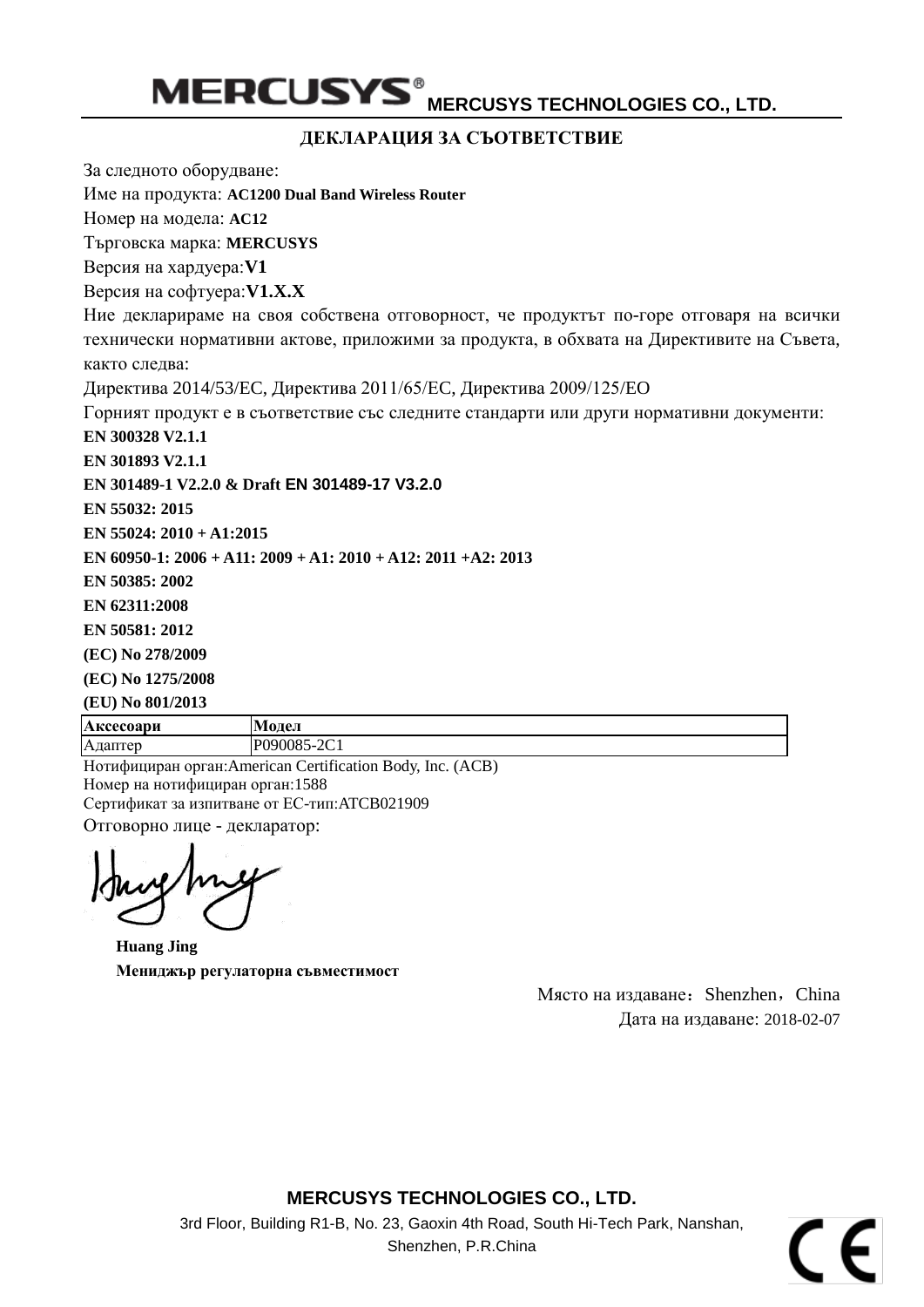**MERCUSYS** MERCUSYS TECHNOLOGIES CO., LTD.

## ДЕКЛАРАЦИЯ ЗА СЪОТВЕТСТВИЕ

За следното оборудване:

Име на продукта: **AC1200 Dual Band Wireless Router**

Номер на модела: **AC12**

Търговска марка: **MERCUSYS**

Версия на хардуера:**V1**

Версия на софтуера:**V1.X.X**

Ние декларираме на своя собствена отговорност, че продуктът по-горе отговаря на всички технически нормативни актове, приложими за продукта, в обхвата на Директивите на Съвета, както следва:

Директива 2014/53/ЕС, Директива 2011/65/ЕС, Директива 2009/125/ЕО

Горният продукт е в съответствие със следните стандарти или други нормативни документи:

**EN 300328 V2.1.1**

**EN 301893 V2.1.1**

**EN 301489-1 V2.2.0 & Draft EN 301489-17 V3.2.0**

**EN 55032: 2015**

**EN 55024: 2010 + A1:2015**

**EN 60950-1: 2006 + A11: 2009 + A1: 2010 + A12: 2011 +A2: 2013**

**EN 50385: 2002**

**EN 62311:2008**

**EN 50581: 2012**

**(EC) No 278/2009**

**(EC) No 1275/2008**

**(EU) No 801/2013**

| Аксесоари | Модел |
|---|---|
| Адаптер | P090085-2C1 |

Нотифициран орган:American Certification Body, Inc. (ACB)

Номер на нотифициран орган:1588

Сертификат за изпитване от ЕС-тип:ATCB021909

Отговорно лице - декларатор:

**Huang Jing**

**Мениджър регулаторна съвместимост**

Място на издаване：Shenzhen，China

Дата на издаване: 2018-02-07

**MERCUSYS TECHNOLOGIES CO., LTD.**

3rd Floor, Building R1-B, No. 23, Gaoxin 4th Road, South Hi-Tech Park, Nanshan, Shenzhen, P.R.China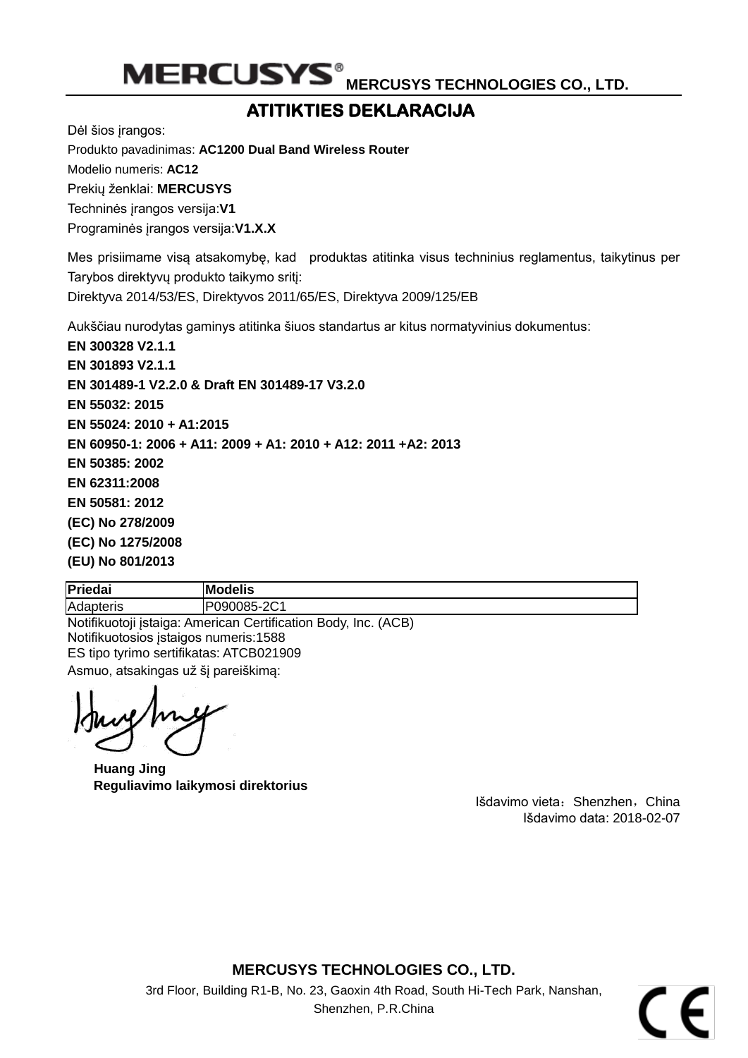**MERCUSYS TECHNOLOGIES CO., LTD.**

# ATITIKTIES DEKLARACIJA

Dėl šios įrangos:

Produkto pavadinimas: **AC1200 Dual Band Wireless Router**

Modelio numeris: **AC12**

Prekių ženklai: **MERCUSYS**

Techninės įrangos versija:**V1**

Programinės įrangos versija:**V1.X.X**

Mes prisiimame visą atsakomybę, kad produktas atitinka visus techninius reglamentus, taikytinus per Tarybos direktyvų produkto taikymo sritį:

Direktyva 2014/53/ES, Direktyvos 2011/65/ES, Direktyva 2009/125/EB

Aukščiau nurodytas gaminys atitinka šiuos standartus ar kitus normatyvinius dokumentus:

**EN 300328 V2.1.1**
**EN 301893 V2.1.1**
**EN 301489-1 V2.2.0 & Draft EN 301489-17 V3.2.0**
**EN 55032: 2015**
**EN 55024: 2010 + A1:2015**
**EN 60950-1: 2006 + A11: 2009 + A1: 2010 + A12: 2011 +A2: 2013**
**EN 50385: 2002**
**EN 62311:2008**
**EN 50581: 2012**
**(EC) No 278/2009**
**(EC) No 1275/2008**
**(EU) No 801/2013**

| Priedai | Modelis |
|---|---|
| Adapteris | P090085-2C1 |

Notifikuotoji įstaiga: American Certification Body, Inc. (ACB)
Notifikuotosios įstaigos numeris:1588
ES tipo tyrimo sertifikatas: ATCB021909
Asmuo, atsakingas už šį pareiškimą:

**Huang Jing**
**Reguliavimo laikymosi direktorius**

Išdavimo vieta：Shenzhen，China
Išdavimo data: 2018-02-07

**MERCUSYS TECHNOLOGIES CO., LTD.**
3rd Floor, Building R1-B, No. 23, Gaoxin 4th Road, South Hi-Tech Park, Nanshan, Shenzhen, P.R.China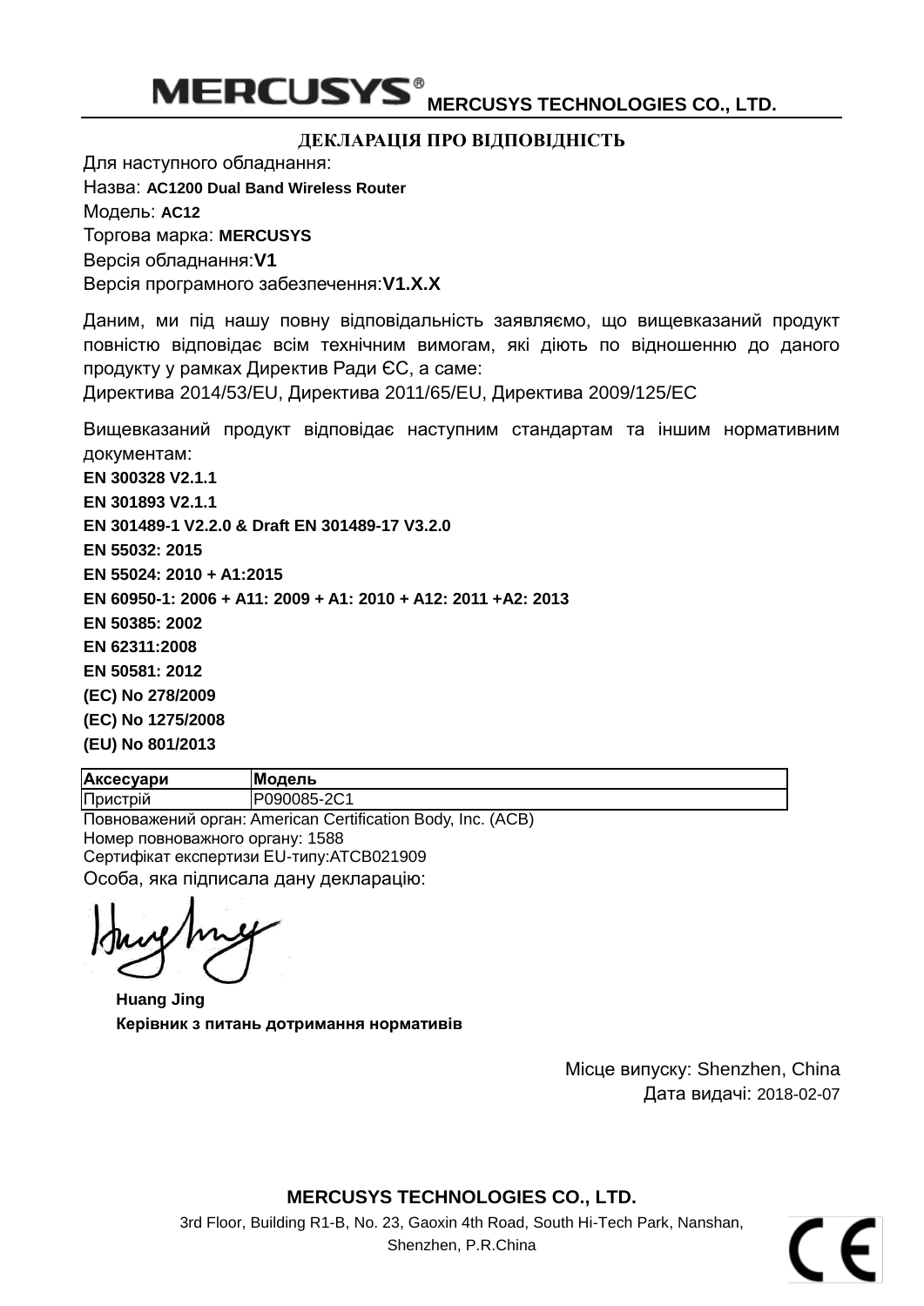**MERCUSYS® MERCUSYS TECHNOLOGIES CO., LTD.**

## ДЕКЛАРАЦІЯ ПРО ВІДПОВІДНІСТЬ

Для наступного обладнання:

Назва: **AC1200 Dual Band Wireless Router**

Модель: **AC12**

Торгова марка: **MERCUSYS**

Версія обладнання:**V1**

Версія програмного забезпечення:**V1.X.X**

Даним, ми під нашу повну відповідальність заявляємо, що вищевказаний продукт повністю відповідає всім технічним вимогам, які діють по відношенню до даного продукту у рамках Директив Ради ЄС, а саме:
Директива 2014/53/EU, Директива 2011/65/EU, Директива 2009/125/EC

Вищевказаний продукт відповідає наступним стандартам та іншим нормативним документам:

**EN 300328 V2.1.1**
**EN 301893 V2.1.1**
**EN 301489-1 V2.2.0 & Draft EN 301489-17 V3.2.0**
**EN 55032: 2015**
**EN 55024: 2010 + A1:2015**
**EN 60950-1: 2006 + A11: 2009 + A1: 2010 + A12: 2011 +A2: 2013**
**EN 50385: 2002**
**EN 62311:2008**
**EN 50581: 2012**
**(EC) No 278/2009**
**(EC) No 1275/2008**
**(EU) No 801/2013**

| Аксесуари | Модель |
|---|---|
| Пристрій | P090085-2C1 |

Повноважений орган: American Certification Body, Inc. (ACB)
Номер повноважного органу: 1588
Сертифікат експертизи EU-типу:ATCB021909
Особа, яка підписала дану декларацію:

**Huang Jing**
**Керівник з питань дотримання нормативів**

Місце випуску: Shenzhen, China
Дата видачі: 2018-02-07

**MERCUSYS TECHNOLOGIES CO., LTD.**
3rd Floor, Building R1-B, No. 23, Gaoxin 4th Road, South Hi-Tech Park, Nanshan, Shenzhen, P.R.China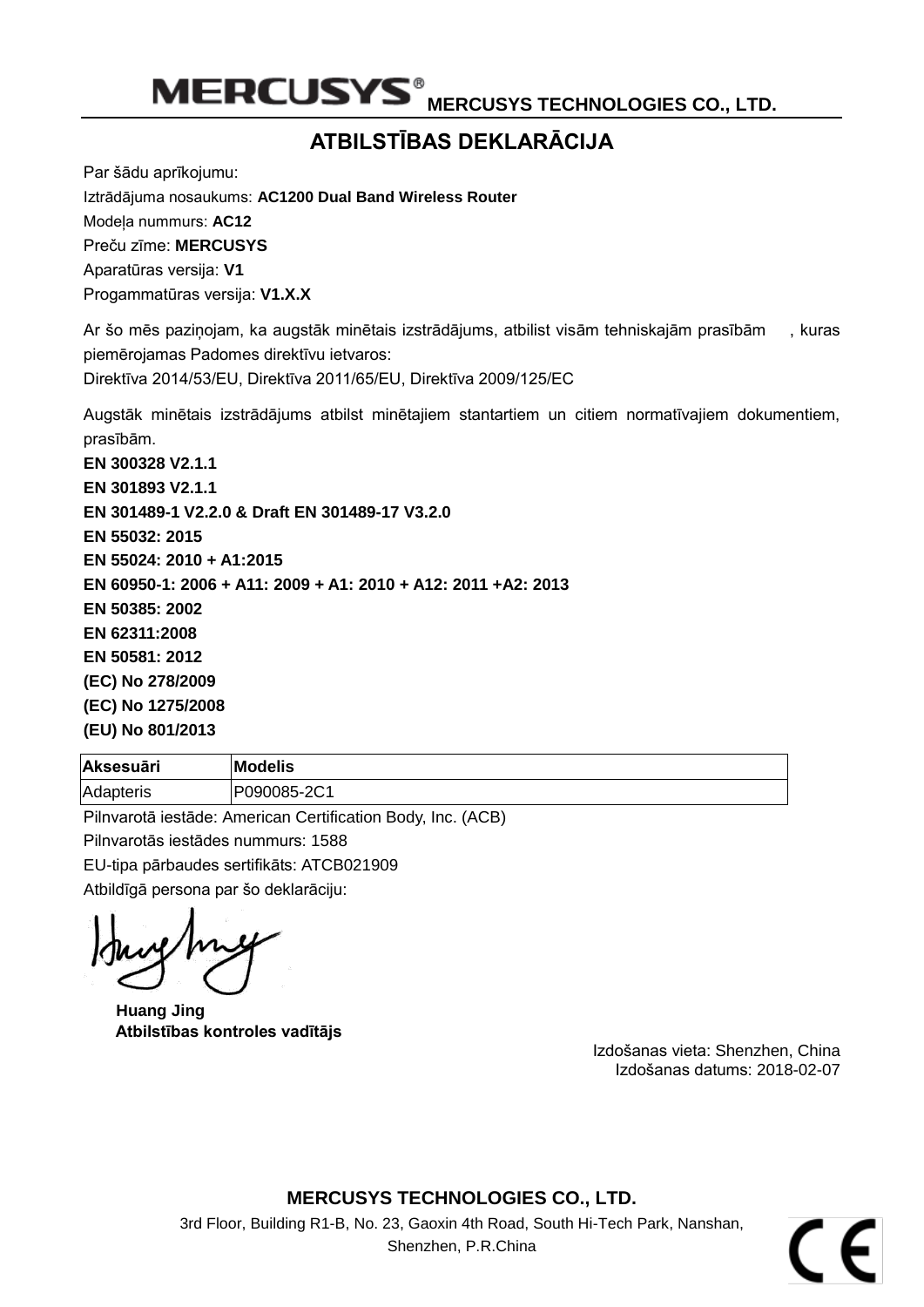**MERCUSYS® MERCUSYS TECHNOLOGIES CO., LTD.**

# ATBILSTĪBAS DEKLARĀCIJA

Par šādu aprīkojumu:

Iztrādājuma nosaukums: **AC1200 Dual Band Wireless Router**

Modeļa nummurs: **AC12**

Preču zīme: **MERCUSYS**

Aparatūras versija: **V1**

Progammatūras versija: **V1.X.X**

Ar šo mēs paziņojam, ka augstāk minētais izstrādājums, atbilist visām tehniskajām prasībām , kuras piemērojamas Padomes direktīvu ietvaros:

Direktīva 2014/53/EU, Direktīva 2011/65/EU, Direktīva 2009/125/EC

Augstāk minētais izstrādājums atbilst minētajiem stantartiem un citiem normatīvajiem dokumentiem, prasībām.

**EN 300328 V2.1.1**

**EN 301893 V2.1.1**

**EN 301489-1 V2.2.0 & Draft EN 301489-17 V3.2.0**

**EN 55032: 2015**

**EN 55024: 2010 + A1:2015**

**EN 60950-1: 2006 + A11: 2009 + A1: 2010 + A12: 2011 +A2: 2013**

**EN 50385: 2002**

**EN 62311:2008**

**EN 50581: 2012**

**(EC) No 278/2009**

**(EC) No 1275/2008**

**(EU) No 801/2013**

| Aksesuāri | Modelis |
| --- | --- |
| Adapteris | P090085-2C1 |

Pilnvarotā iestāde: American Certification Body, Inc. (ACB)

Pilnvarotās iestādes nummurs: 1588

EU-tipa pārbaudes sertifikāts: ATCB021909

Atbildīgā persona par šo deklarāciju:

**Huang Jing**
**Atbilstības kontroles vadītājs**

Izdošanas vieta: Shenzhen, China
Izdošanas datums: 2018-02-07

**MERCUSYS TECHNOLOGIES CO., LTD.**

3rd Floor, Building R1-B, No. 23, Gaoxin 4th Road, South Hi-Tech Park, Nanshan, Shenzhen, P.R.China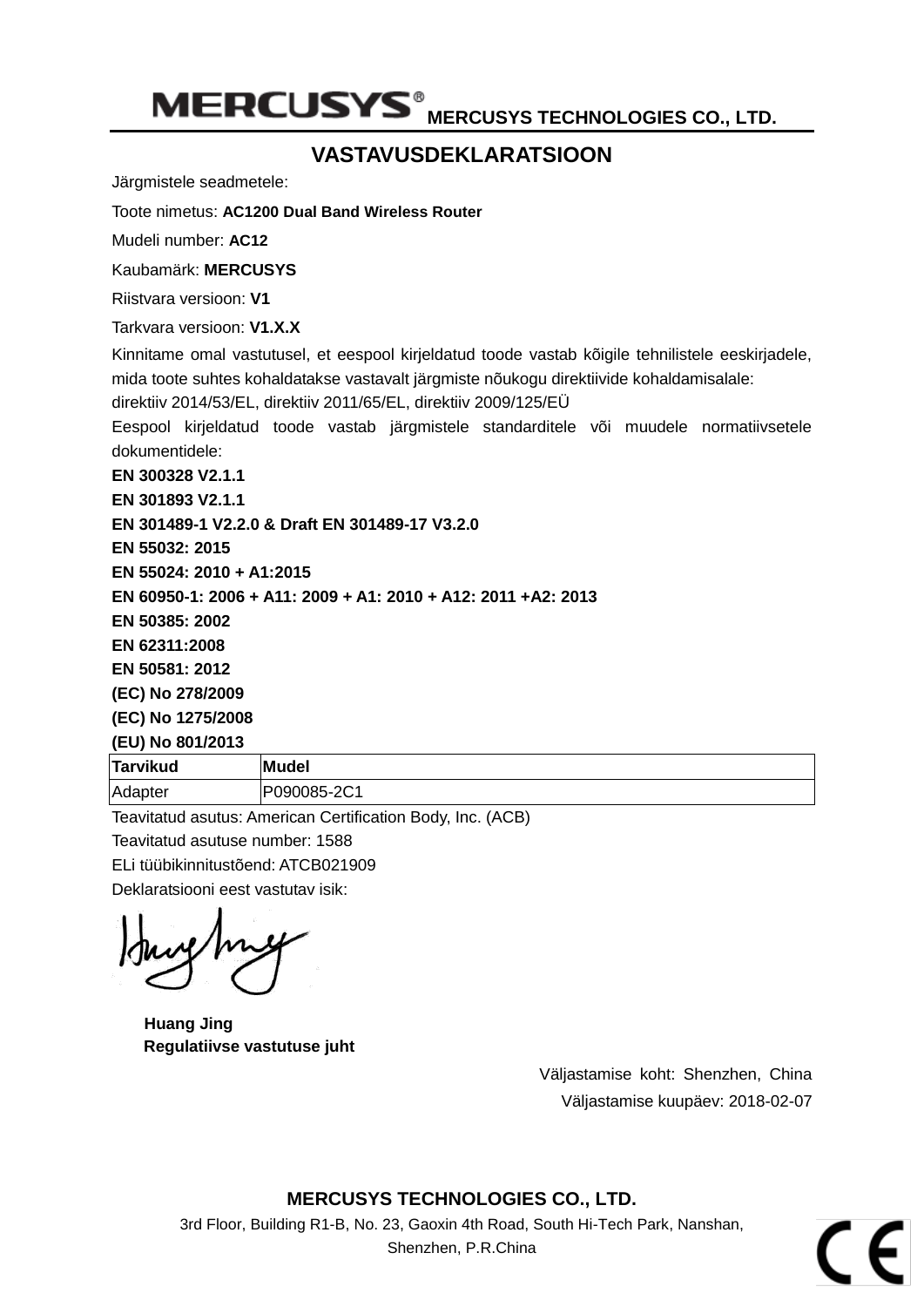MERCUSYS® MERCUSYS TECHNOLOGIES CO., LTD.

# VASTAVUSDEKLARATSIOON

Järgmistele seadmetele:

Toote nimetus: **AC1200 Dual Band Wireless Router**

Mudeli number: **AC12**

Kaubamärk: **MERCUSYS**

Riistvara versioon: **V1**

Tarkvara versioon: **V1.X.X**

Kinnitame omal vastutusel, et eespool kirjeldatud toode vastab kõigile tehnilistele eeskirjadele, mida toote suhtes kohaldatakse vastavalt järgmiste nõukogu direktiivide kohaldamisalale:
direktiiv 2014/53/EL, direktiiv 2011/65/EL, direktiiv 2009/125/EÜ

Eespool kirjeldatud toode vastab järgmistele standarditele või muudele normatiivsetele dokumentidele:

**EN 300328 V2.1.1**
**EN 301893 V2.1.1**
**EN 301489-1 V2.2.0 & Draft EN 301489-17 V3.2.0**
**EN 55032: 2015**
**EN 55024: 2010 + A1:2015**
**EN 60950-1: 2006 + A11: 2009 + A1: 2010 + A12: 2011 +A2: 2013**
**EN 50385: 2002**
**EN 62311:2008**
**EN 50581: 2012**
**(EC) No 278/2009**
**(EC) No 1275/2008**
**(EU) No 801/2013**

| **Tarvikud** | **Mudel** |
|---|---|
| Adapter | P090085-2C1 |

Teavitatud asutus: American Certification Body, Inc. (ACB)

Teavitatud asutuse number: 1588

ELi tüübikinnitustõend: ATCB021909

Deklaratsiooni eest vastutav isik:

**Huang Jing**
**Regulatiivse vastutuse juht**

Väljastamise koht: Shenzhen, China

Väljastamise kuupäev: 2018-02-07

**MERCUSYS TECHNOLOGIES CO., LTD.**

3rd Floor, Building R1-B, No. 23, Gaoxin 4th Road, South Hi-Tech Park, Nanshan, Shenzhen, P.R.China